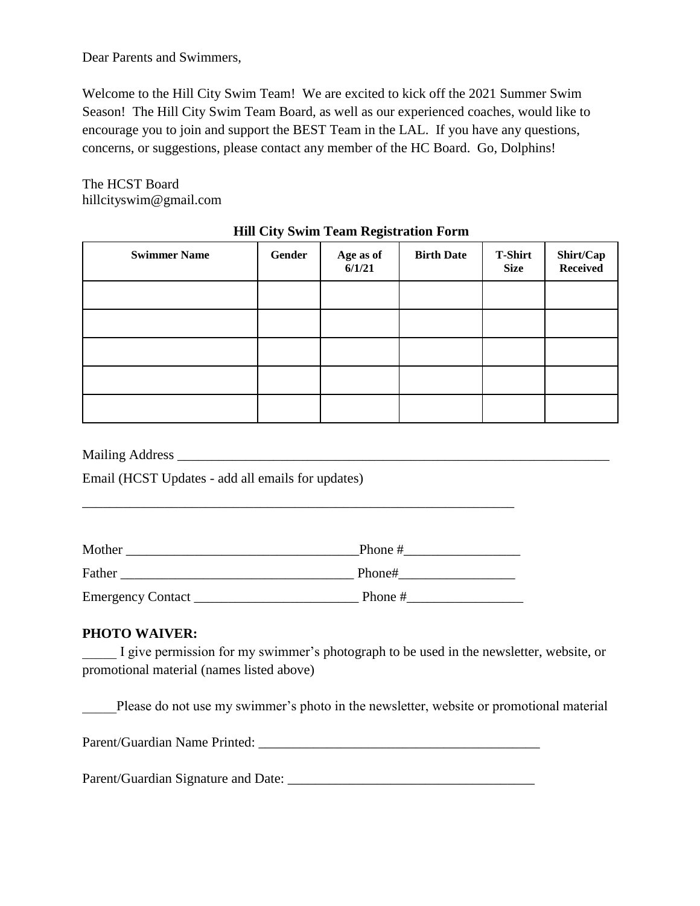Dear Parents and Swimmers,

Welcome to the Hill City Swim Team! We are excited to kick off the 2021 Summer Swim Season! The Hill City Swim Team Board, as well as our experienced coaches, would like to encourage you to join and support the BEST Team in the LAL. If you have any questions, concerns, or suggestions, please contact any member of the HC Board. Go, Dolphins!

The HCST Board
hillcityswim@gmail.com

**Hill City Swim Team Registration Form**

| Swimmer Name | Gender | Age as of 6/1/21 | Birth Date | T-Shirt Size | Shirt/Cap Received |
|---|---|---|---|---|---|
| | | | | | |
| | | | | | |
| | | | | | |
| | | | | | |
| | | | | | |

Mailing Address ________________________________________________________________

Email (HCST Updates - add all emails for updates)

________________________________________________________________

Mother __________________________________Phone #_________________

Father __________________________________ Phone#_________________

Emergency Contact ________________________ Phone #_________________

**PHOTO WAIVER:**

_____ I give permission for my swimmer's photograph to be used in the newsletter, website, or promotional material (names listed above)

_____Please do not use my swimmer's photo in the newsletter, website or promotional material

Parent/Guardian Name Printed: _________________________________________

Parent/Guardian Signature and Date: ___________________________________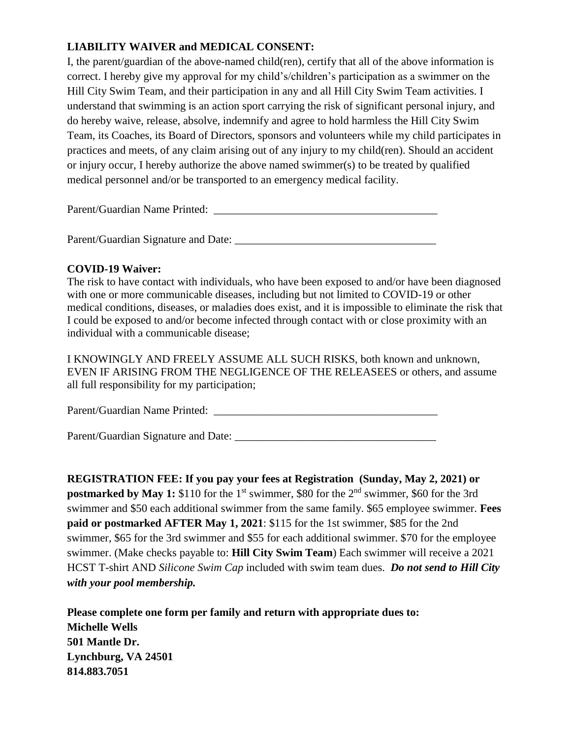**LIABILITY WAIVER and MEDICAL CONSENT:**

I, the parent/guardian of the above-named child(ren), certify that all of the above information is correct. I hereby give my approval for my child's/children's participation as a swimmer on the Hill City Swim Team, and their participation in any and all Hill City Swim Team activities. I understand that swimming is an action sport carrying the risk of significant personal injury, and do hereby waive, release, absolve, indemnify and agree to hold harmless the Hill City Swim Team, its Coaches, its Board of Directors, sponsors and volunteers while my child participates in practices and meets, of any claim arising out of any injury to my child(ren). Should an accident or injury occur, I hereby authorize the above named swimmer(s) to be treated by qualified medical personnel and/or be transported to an emergency medical facility.

Parent/Guardian Name Printed: ________________________________________

Parent/Guardian Signature and Date: ____________________________________

**COVID-19 Waiver:**

The risk to have contact with individuals, who have been exposed to and/or have been diagnosed with one or more communicable diseases, including but not limited to COVID-19 or other medical conditions, diseases, or maladies does exist, and it is impossible to eliminate the risk that I could be exposed to and/or become infected through contact with or close proximity with an individual with a communicable disease;

I KNOWINGLY AND FREELY ASSUME ALL SUCH RISKS, both known and unknown, EVEN IF ARISING FROM THE NEGLIGENCE OF THE RELEASEES or others, and assume all full responsibility for my participation;

Parent/Guardian Name Printed: ________________________________________

Parent/Guardian Signature and Date: ____________________________________

**REGISTRATION FEE: If you pay your fees at Registration (Sunday, May 2, 2021) or postmarked by May 1:** $110 for the 1st swimmer, $80 for the 2nd swimmer, $60 for the 3rd swimmer and $50 each additional swimmer from the same family. $65 employee swimmer. **Fees paid or postmarked AFTER May 1, 2021**: $115 for the 1st swimmer, $85 for the 2nd swimmer, $65 for the 3rd swimmer and $55 for each additional swimmer. $70 for the employee swimmer. (Make checks payable to: **Hill City Swim Team**) Each swimmer will receive a 2021 HCST T-shirt AND *Silicone Swim Cap* included with swim team dues. ***Do not send to Hill City with your pool membership.***

**Please complete one form per family and return with appropriate dues to:**
**Michelle Wells**
**501 Mantle Dr.**
**Lynchburg, VA 24501**
**814.883.7051**